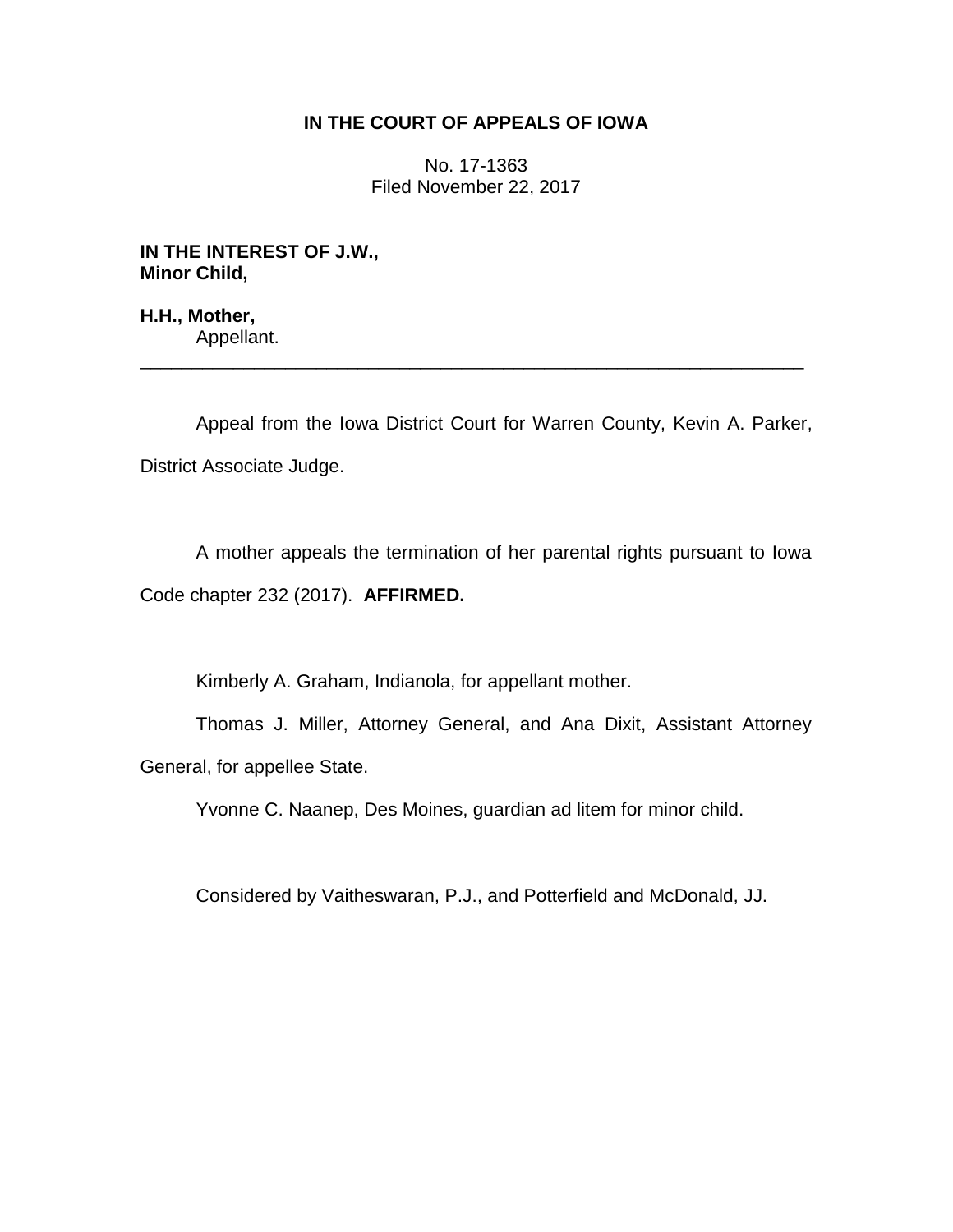**IN THE COURT OF APPEALS OF IOWA**

No. 17-1363
Filed November 22, 2017

**IN THE INTEREST OF J.W., Minor Child,**

**H.H., Mother,**
Appellant.

---

Appeal from the Iowa District Court for Warren County, Kevin A. Parker, District Associate Judge.

A mother appeals the termination of her parental rights pursuant to Iowa Code chapter 232 (2017). **AFFIRMED.**

Kimberly A. Graham, Indianola, for appellant mother.

Thomas J. Miller, Attorney General, and Ana Dixit, Assistant Attorney General, for appellee State.

Yvonne C. Naanep, Des Moines, guardian ad litem for minor child.

Considered by Vaitheswaran, P.J., and Potterfield and McDonald, JJ.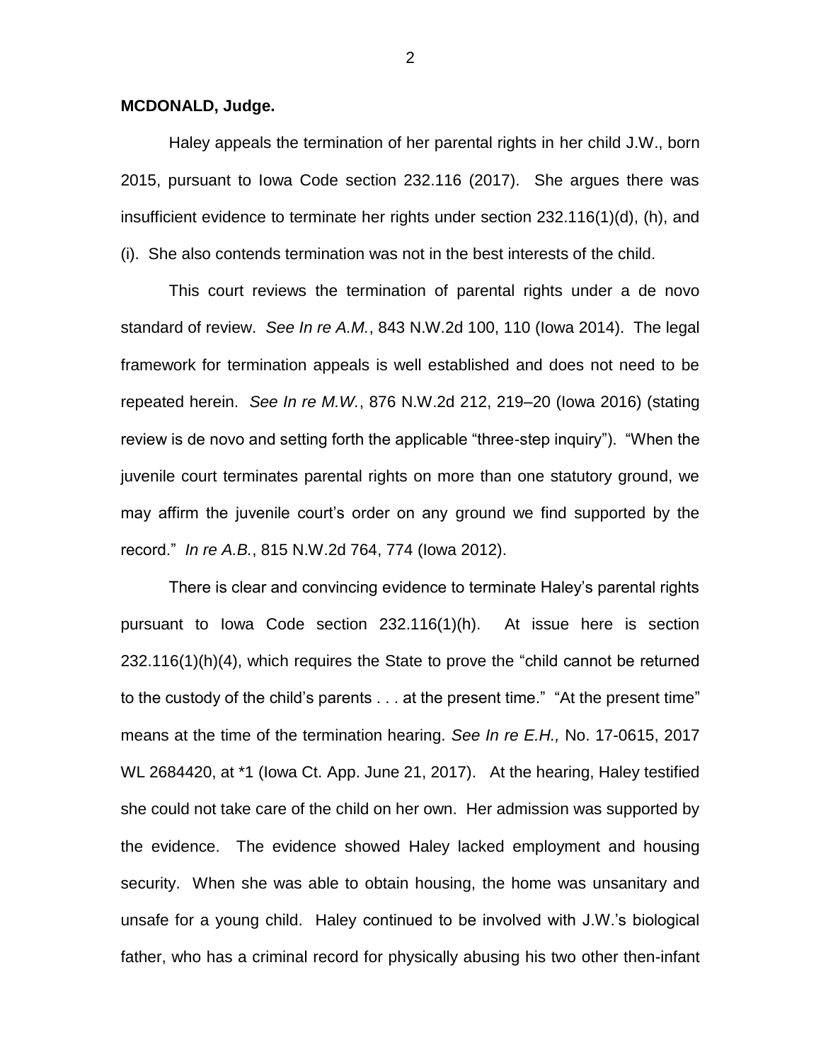**MCDONALD, Judge.**

Haley appeals the termination of her parental rights in her child J.W., born 2015, pursuant to Iowa Code section 232.116 (2017). She argues there was insufficient evidence to terminate her rights under section 232.116(1)(d), (h), and (i). She also contends termination was not in the best interests of the child.

This court reviews the termination of parental rights under a de novo standard of review. *See In re A.M.*, 843 N.W.2d 100, 110 (Iowa 2014). The legal framework for termination appeals is well established and does not need to be repeated herein. *See In re M.W.*, 876 N.W.2d 212, 219–20 (Iowa 2016) (stating review is de novo and setting forth the applicable "three-step inquiry"). "When the juvenile court terminates parental rights on more than one statutory ground, we may affirm the juvenile court's order on any ground we find supported by the record." *In re A.B.*, 815 N.W.2d 764, 774 (Iowa 2012).

There is clear and convincing evidence to terminate Haley's parental rights pursuant to Iowa Code section 232.116(1)(h). At issue here is section 232.116(1)(h)(4), which requires the State to prove the "child cannot be returned to the custody of the child's parents . . . at the present time." "At the present time" means at the time of the termination hearing. *See In re E.H.,* No. 17-0615, 2017 WL 2684420, at *1 (Iowa Ct. App. June 21, 2017). At the hearing, Haley testified she could not take care of the child on her own. Her admission was supported by the evidence. The evidence showed Haley lacked employment and housing security. When she was able to obtain housing, the home was unsanitary and unsafe for a young child. Haley continued to be involved with J.W.'s biological father, who has a criminal record for physically abusing his two other then-infant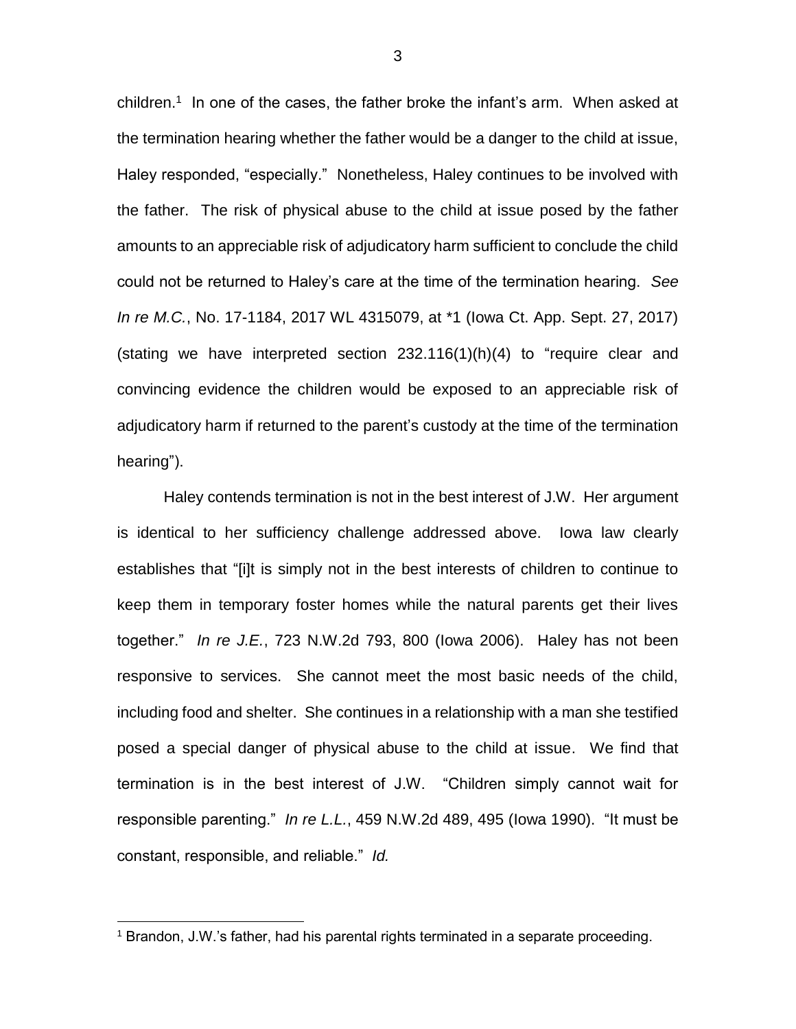children.[1] In one of the cases, the father broke the infant's arm. When asked at the termination hearing whether the father would be a danger to the child at issue, Haley responded, "especially." Nonetheless, Haley continues to be involved with the father. The risk of physical abuse to the child at issue posed by the father amounts to an appreciable risk of adjudicatory harm sufficient to conclude the child could not be returned to Haley's care at the time of the termination hearing. *See In re M.C.*, No. 17-1184, 2017 WL 4315079, at *1 (Iowa Ct. App. Sept. 27, 2017) (stating we have interpreted section 232.116(1)(h)(4) to "require clear and convincing evidence the children would be exposed to an appreciable risk of adjudicatory harm if returned to the parent's custody at the time of the termination hearing").

Haley contends termination is not in the best interest of J.W. Her argument is identical to her sufficiency challenge addressed above. Iowa law clearly establishes that "[i]t is simply not in the best interests of children to continue to keep them in temporary foster homes while the natural parents get their lives together." *In re J.E.*, 723 N.W.2d 793, 800 (Iowa 2006). Haley has not been responsive to services. She cannot meet the most basic needs of the child, including food and shelter. She continues in a relationship with a man she testified posed a special danger of physical abuse to the child at issue. We find that termination is in the best interest of J.W. "Children simply cannot wait for responsible parenting." *In re L.L.*, 459 N.W.2d 489, 495 (Iowa 1990). "It must be constant, responsible, and reliable." *Id.*

[1] Brandon, J.W.'s father, had his parental rights terminated in a separate proceeding.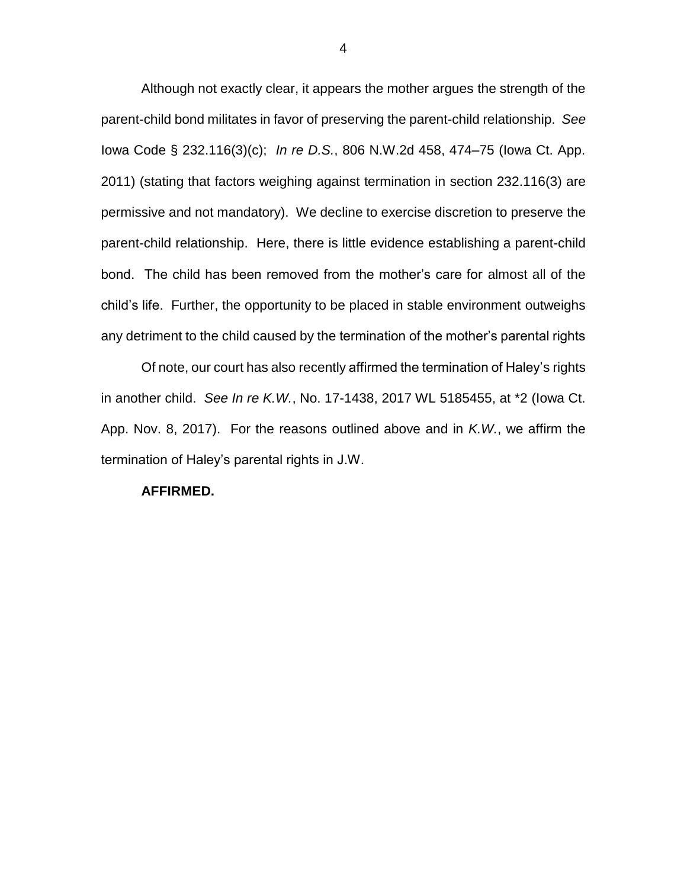Although not exactly clear, it appears the mother argues the strength of the parent-child bond militates in favor of preserving the parent-child relationship. *See* Iowa Code § 232.116(3)(c); *In re D.S.*, 806 N.W.2d 458, 474–75 (Iowa Ct. App. 2011) (stating that factors weighing against termination in section 232.116(3) are permissive and not mandatory). We decline to exercise discretion to preserve the parent-child relationship. Here, there is little evidence establishing a parent-child bond. The child has been removed from the mother's care for almost all of the child's life. Further, the opportunity to be placed in stable environment outweighs any detriment to the child caused by the termination of the mother's parental rights

Of note, our court has also recently affirmed the termination of Haley's rights in another child. *See In re K.W.*, No. 17-1438, 2017 WL 5185455, at *2 (Iowa Ct. App. Nov. 8, 2017). For the reasons outlined above and in *K.W.*, we affirm the termination of Haley's parental rights in J.W.

**AFFIRMED.**